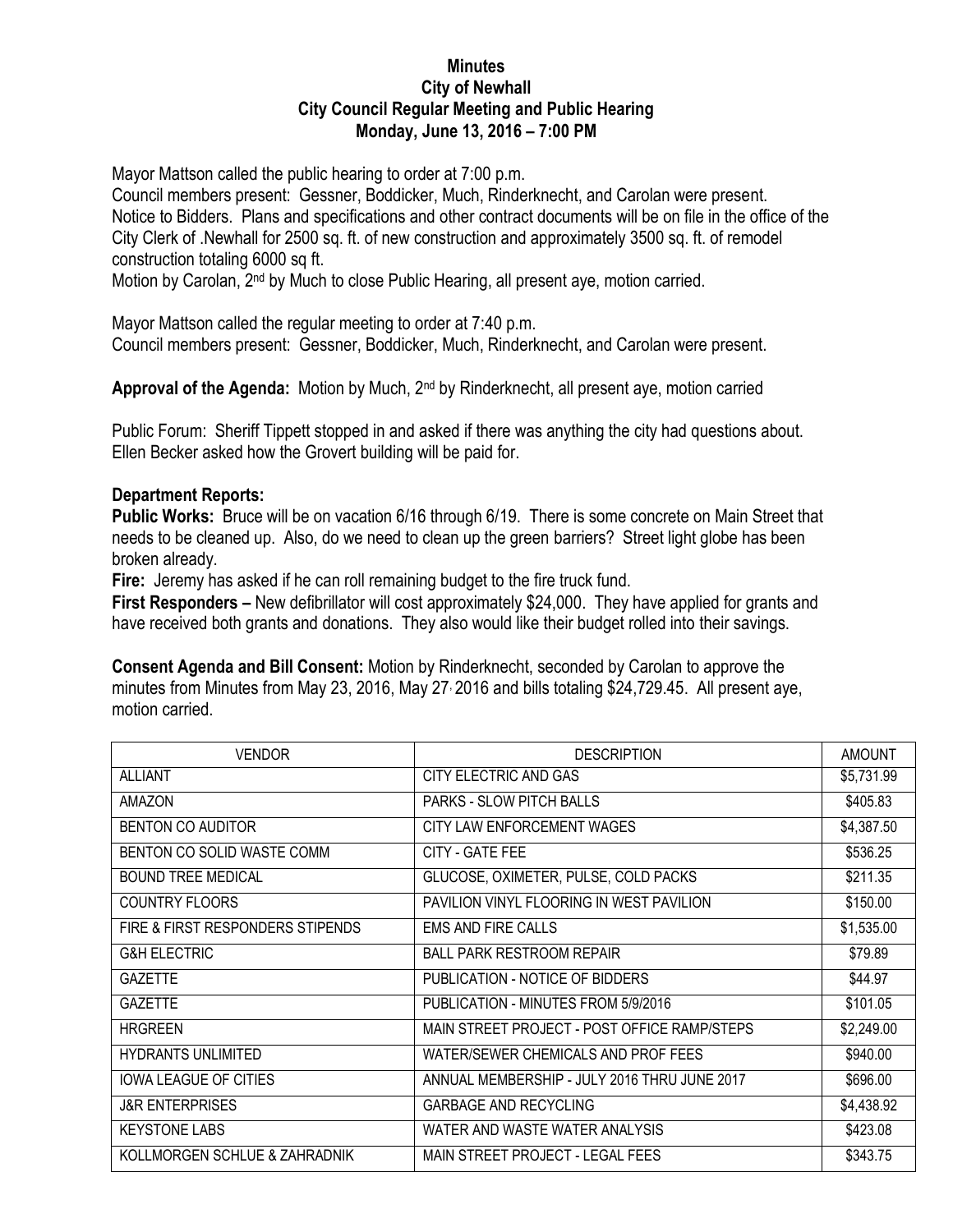**Minutes**
**City of Newhall**
**City Council Regular Meeting and Public Hearing**
**Monday, June 13, 2016 – 7:00 PM**

Mayor Mattson called the public hearing to order at 7:00 p.m.
Council members present: Gessner, Boddicker, Much, Rinderknecht, and Carolan were present.
Notice to Bidders. Plans and specifications and other contract documents will be on file in the office of the City Clerk of .Newhall for 2500 sq. ft. of new construction and approximately 3500 sq. ft. of remodel construction totaling 6000 sq ft.
Motion by Carolan, 2nd by Much to close Public Hearing, all present aye, motion carried.

Mayor Mattson called the regular meeting to order at 7:40 p.m.
Council members present: Gessner, Boddicker, Much, Rinderknecht, and Carolan were present.

**Approval of the Agenda:** Motion by Much, 2nd by Rinderknecht, all present aye, motion carried

Public Forum: Sheriff Tippett stopped in and asked if there was anything the city had questions about. Ellen Becker asked how the Grovert building will be paid for.

**Department Reports:**

**Public Works:** Bruce will be on vacation 6/16 through 6/19. There is some concrete on Main Street that needs to be cleaned up. Also, do we need to clean up the green barriers? Street light globe has been broken already.

**Fire:** Jeremy has asked if he can roll remaining budget to the fire truck fund.

**First Responders –** New defibrillator will cost approximately $24,000. They have applied for grants and have received both grants and donations. They also would like their budget rolled into their savings.

**Consent Agenda and Bill Consent:** Motion by Rinderknecht, seconded by Carolan to approve the minutes from Minutes from May 23, 2016, May 27, 2016 and bills totaling $24,729.45. All present aye, motion carried.

| VENDOR | DESCRIPTION | AMOUNT |
|---|---|---|
| ALLIANT | CITY ELECTRIC AND GAS | $5,731.99 |
| AMAZON | PARKS - SLOW PITCH BALLS | $405.83 |
| BENTON CO AUDITOR | CITY LAW ENFORCEMENT WAGES | $4,387.50 |
| BENTON CO SOLID WASTE COMM | CITY - GATE FEE | $536.25 |
| BOUND TREE MEDICAL | GLUCOSE, OXIMETER, PULSE, COLD PACKS | $211.35 |
| COUNTRY FLOORS | PAVILION VINYL FLOORING IN WEST PAVILION | $150.00 |
| FIRE & FIRST RESPONDERS STIPENDS | EMS AND FIRE CALLS | $1,535.00 |
| G&H ELECTRIC | BALL PARK RESTROOM REPAIR | $79.89 |
| GAZETTE | PUBLICATION - NOTICE OF BIDDERS | $44.97 |
| GAZETTE | PUBLICATION - MINUTES FROM 5/9/2016 | $101.05 |
| HRGREEN | MAIN STREET PROJECT - POST OFFICE RAMP/STEPS | $2,249.00 |
| HYDRANTS UNLIMITED | WATER/SEWER CHEMICALS AND PROF FEES | $940.00 |
| IOWA LEAGUE OF CITIES | ANNUAL MEMBERSHIP - JULY 2016 THRU JUNE 2017 | $696.00 |
| J&R ENTERPRISES | GARBAGE AND RECYCLING | $4,438.92 |
| KEYSTONE LABS | WATER AND WASTE WATER ANALYSIS | $423.08 |
| KOLLMORGEN SCHLUE & ZAHRADNIK | MAIN STREET PROJECT - LEGAL FEES | $343.75 |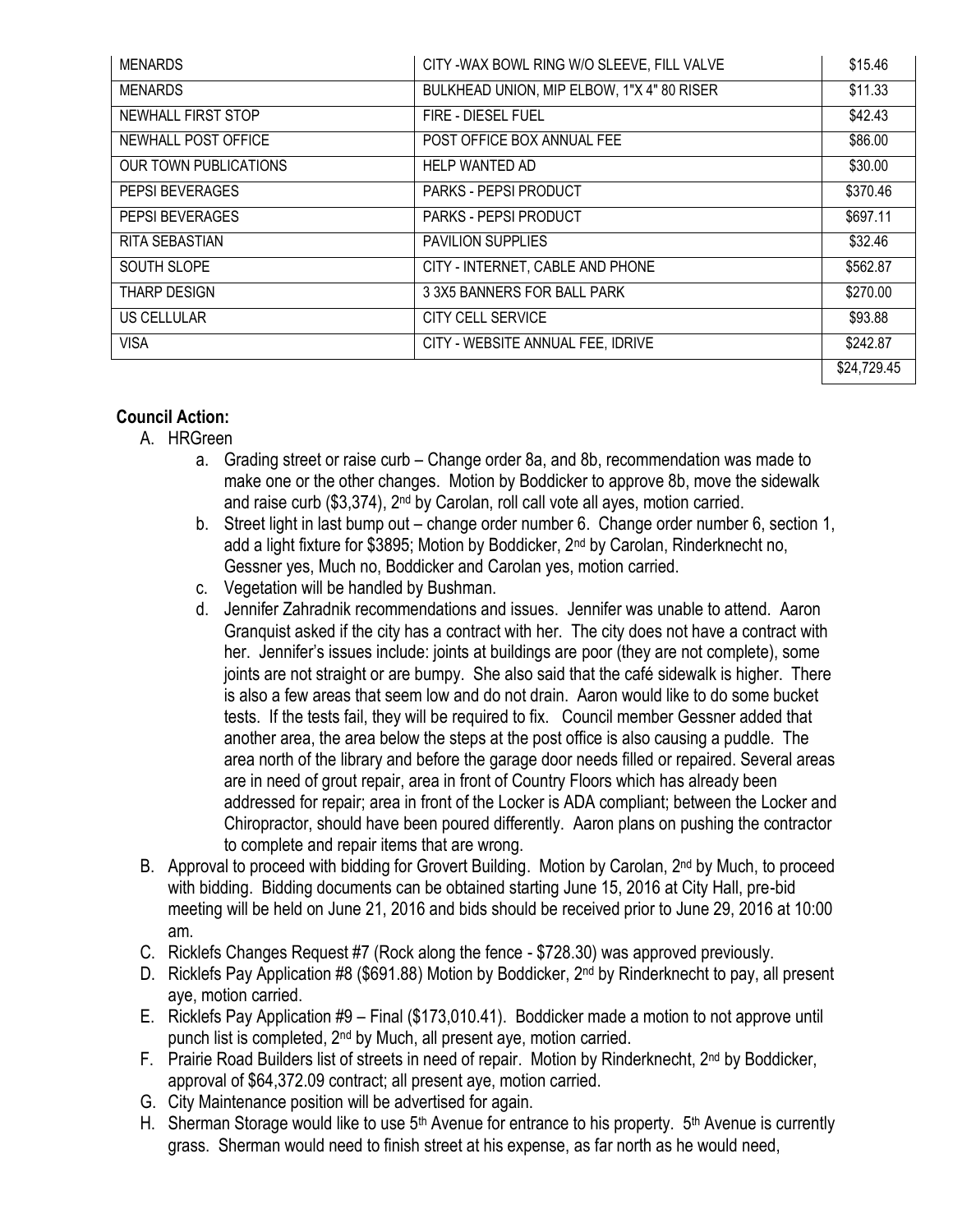| MENARDS | CITY -WAX BOWL RING W/O SLEEVE, FILL VALVE | $15.46 |
|---|---|---|
| MENARDS | BULKHEAD UNION, MIP ELBOW, 1"X 4" 80 RISER | $11.33 |
| NEWHALL FIRST STOP | FIRE - DIESEL FUEL | $42.43 |
| NEWHALL POST OFFICE | POST OFFICE BOX ANNUAL FEE | $86.00 |
| OUR TOWN PUBLICATIONS | HELP WANTED AD | $30.00 |
| PEPSI BEVERAGES | PARKS - PEPSI PRODUCT | $370.46 |
| PEPSI BEVERAGES | PARKS - PEPSI PRODUCT | $697.11 |
| RITA SEBASTIAN | PAVILION SUPPLIES | $32.46 |
| SOUTH SLOPE | CITY - INTERNET, CABLE AND PHONE | $562.87 |
| THARP DESIGN | 3 3X5 BANNERS FOR BALL PARK | $270.00 |
| US CELLULAR | CITY CELL SERVICE | $93.88 |
| VISA | CITY - WEBSITE ANNUAL FEE, IDRIVE | $242.87 |
| | | $24,729.45 |

**Council Action:**

A. HRGreen
   a. Grading street or raise curb – Change order 8a, and 8b, recommendation was made to make one or the other changes. Motion by Boddicker to approve 8b, move the sidewalk and raise curb ($3,374), 2nd by Carolan, roll call vote all ayes, motion carried.
   b. Street light in last bump out – change order number 6. Change order number 6, section 1, add a light fixture for $3895; Motion by Boddicker, 2nd by Carolan, Rinderknecht no, Gessner yes, Much no, Boddicker and Carolan yes, motion carried.
   c. Vegetation will be handled by Bushman.
   d. Jennifer Zahradnik recommendations and issues. Jennifer was unable to attend. Aaron Granquist asked if the city has a contract with her. The city does not have a contract with her. Jennifer's issues include: joints at buildings are poor (they are not complete), some joints are not straight or are bumpy. She also said that the café sidewalk is higher. There is also a few areas that seem low and do not drain. Aaron would like to do some bucket tests. If the tests fail, they will be required to fix. Council member Gessner added that another area, the area below the steps at the post office is also causing a puddle. The area north of the library and before the garage door needs filled or repaired. Several areas are in need of grout repair, area in front of Country Floors which has already been addressed for repair; area in front of the Locker is ADA compliant; between the Locker and Chiropractor, should have been poured differently. Aaron plans on pushing the contractor to complete and repair items that are wrong.

B. Approval to proceed with bidding for Grovert Building. Motion by Carolan, 2nd by Much, to proceed with bidding. Bidding documents can be obtained starting June 15, 2016 at City Hall, pre-bid meeting will be held on June 21, 2016 and bids should be received prior to June 29, 2016 at 10:00 am.

C. Ricklefs Changes Request #7 (Rock along the fence - $728.30) was approved previously.

D. Ricklefs Pay Application #8 ($691.88) Motion by Boddicker, 2nd by Rinderknecht to pay, all present aye, motion carried.

E. Ricklefs Pay Application #9 – Final ($173,010.41). Boddicker made a motion to not approve until punch list is completed, 2nd by Much, all present aye, motion carried.

F. Prairie Road Builders list of streets in need of repair. Motion by Rinderknecht, 2nd by Boddicker, approval of $64,372.09 contract; all present aye, motion carried.

G. City Maintenance position will be advertised for again.

H. Sherman Storage would like to use 5th Avenue for entrance to his property. 5th Avenue is currently grass. Sherman would need to finish street at his expense, as far north as he would need,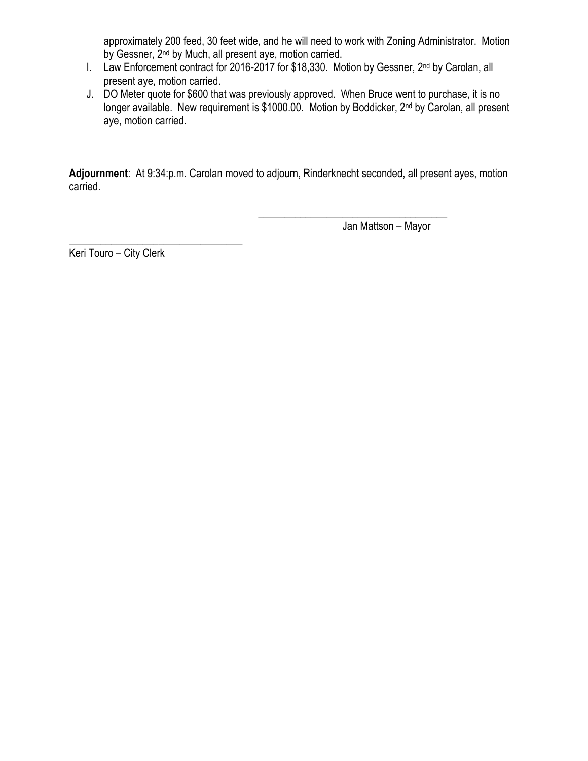approximately 200 feed, 30 feet wide, and he will need to work with Zoning Administrator. Motion by Gessner, 2nd by Much, all present aye, motion carried.

I. Law Enforcement contract for 2016-2017 for $18,330. Motion by Gessner, 2nd by Carolan, all present aye, motion carried.
J. DO Meter quote for $600 that was previously approved. When Bruce went to purchase, it is no longer available. New requirement is $1000.00. Motion by Boddicker, 2nd by Carolan, all present aye, motion carried.

**Adjournment**: At 9:34:p.m. Carolan moved to adjourn, Rinderknecht seconded, all present ayes, motion carried.

\_\_\_\_\_\_\_\_\_\_\_\_\_\_\_\_\_\_\_\_\_\_\_\_\_\_\_\_\_\_\_\_\_\_\_

Jan Mattson – Mayor

\_\_\_\_\_\_\_\_\_\_\_\_\_\_\_\_\_\_\_\_\_\_\_\_\_\_\_\_\_\_\_\_\_\_\_

Keri Touro – City Clerk